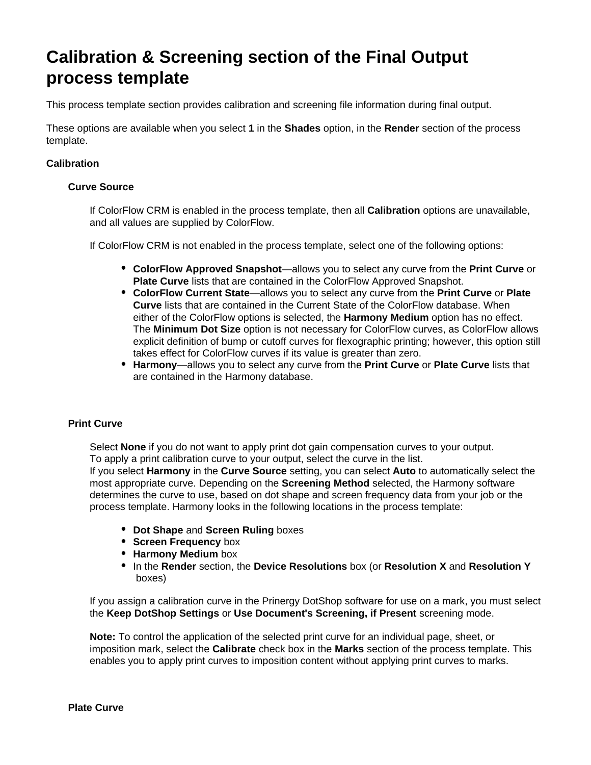# Calibration & Screening section of the Final Output process template

This process template section provides calibration and screening file information during final output.

These options are available when you select **1** in the **Shades** option, in the **Render** section of the process template.

**Calibration**

**Curve Source**

If ColorFlow CRM is enabled in the process template, then all **Calibration** options are unavailable, and all values are supplied by ColorFlow.

If ColorFlow CRM is not enabled in the process template, select one of the following options:

- **ColorFlow Approved Snapshot**—allows you to select any curve from the **Print Curve** or **Plate Curve** lists that are contained in the ColorFlow Approved Snapshot.
- **ColorFlow Current State**—allows you to select any curve from the **Print Curve** or **Plate Curve** lists that are contained in the Current State of the ColorFlow database. When either of the ColorFlow options is selected, the **Harmony Medium** option has no effect. The **Minimum Dot Size** option is not necessary for ColorFlow curves, as ColorFlow allows explicit definition of bump or cutoff curves for flexographic printing; however, this option still takes effect for ColorFlow curves if its value is greater than zero.
- **Harmony**—allows you to select any curve from the **Print Curve** or **Plate Curve** lists that are contained in the Harmony database.

**Print Curve**

Select **None** if you do not want to apply print dot gain compensation curves to your output.
To apply a print calibration curve to your output, select the curve in the list.
If you select **Harmony** in the **Curve Source** setting, you can select **Auto** to automatically select the most appropriate curve. Depending on the **Screening Method** selected, the Harmony software determines the curve to use, based on dot shape and screen frequency data from your job or the process template. Harmony looks in the following locations in the process template:

- **Dot Shape** and **Screen Ruling** boxes
- **Screen Frequency** box
- **Harmony Medium** box
- In the **Render** section, the **Device Resolutions** box (or **Resolution X** and **Resolution Y** boxes)

If you assign a calibration curve in the Prinergy DotShop software for use on a mark, you must select the **Keep DotShop Settings** or **Use Document's Screening, if Present** screening mode.

**Note:** To control the application of the selected print curve for an individual page, sheet, or imposition mark, select the **Calibrate** check box in the **Marks** section of the process template. This enables you to apply print curves to imposition content without applying print curves to marks.

**Plate Curve**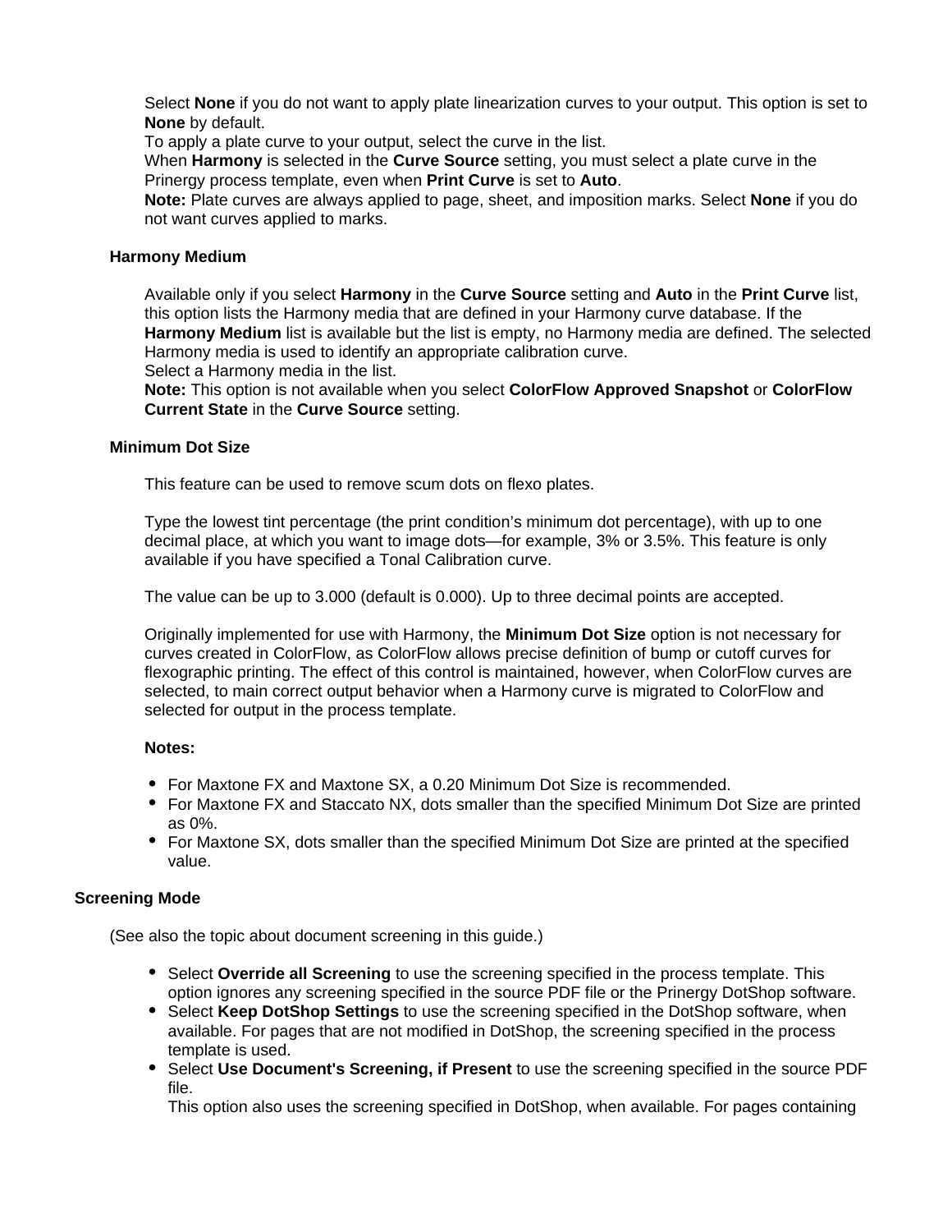Select **None** if you do not want to apply plate linearization curves to your output. This option is set to **None** by default.
To apply a plate curve to your output, select the curve in the list.
When **Harmony** is selected in the **Curve Source** setting, you must select a plate curve in the Prinergy process template, even when **Print Curve** is set to **Auto**.
**Note:** Plate curves are always applied to page, sheet, and imposition marks. Select **None** if you do not want curves applied to marks.

### Harmony Medium

Available only if you select **Harmony** in the **Curve Source** setting and **Auto** in the **Print Curve** list, this option lists the Harmony media that are defined in your Harmony curve database. If the **Harmony Medium** list is available but the list is empty, no Harmony media are defined. The selected Harmony media is used to identify an appropriate calibration curve.
Select a Harmony media in the list.
**Note:** This option is not available when you select **ColorFlow Approved Snapshot** or **ColorFlow Current State** in the **Curve Source** setting.

### Minimum Dot Size

This feature can be used to remove scum dots on flexo plates.

Type the lowest tint percentage (the print condition's minimum dot percentage), with up to one decimal place, at which you want to image dots—for example, 3% or 3.5%. This feature is only available if you have specified a Tonal Calibration curve.

The value can be up to 3.000 (default is 0.000). Up to three decimal points are accepted.

Originally implemented for use with Harmony, the **Minimum Dot Size** option is not necessary for curves created in ColorFlow, as ColorFlow allows precise definition of bump or cutoff curves for flexographic printing. The effect of this control is maintained, however, when ColorFlow curves are selected, to main correct output behavior when a Harmony curve is migrated to ColorFlow and selected for output in the process template.

**Notes:**

- For Maxtone FX and Maxtone SX, a 0.20 Minimum Dot Size is recommended.
- For Maxtone FX and Staccato NX, dots smaller than the specified Minimum Dot Size are printed as 0%.
- For Maxtone SX, dots smaller than the specified Minimum Dot Size are printed at the specified value.

## Screening Mode

(See also the topic about document screening in this guide.)

- Select **Override all Screening** to use the screening specified in the process template. This option ignores any screening specified in the source PDF file or the Prinergy DotShop software.
- Select **Keep DotShop Settings** to use the screening specified in the DotShop software, when available. For pages that are not modified in DotShop, the screening specified in the process template is used.
- Select **Use Document's Screening, if Present** to use the screening specified in the source PDF file.
  This option also uses the screening specified in DotShop, when available. For pages containing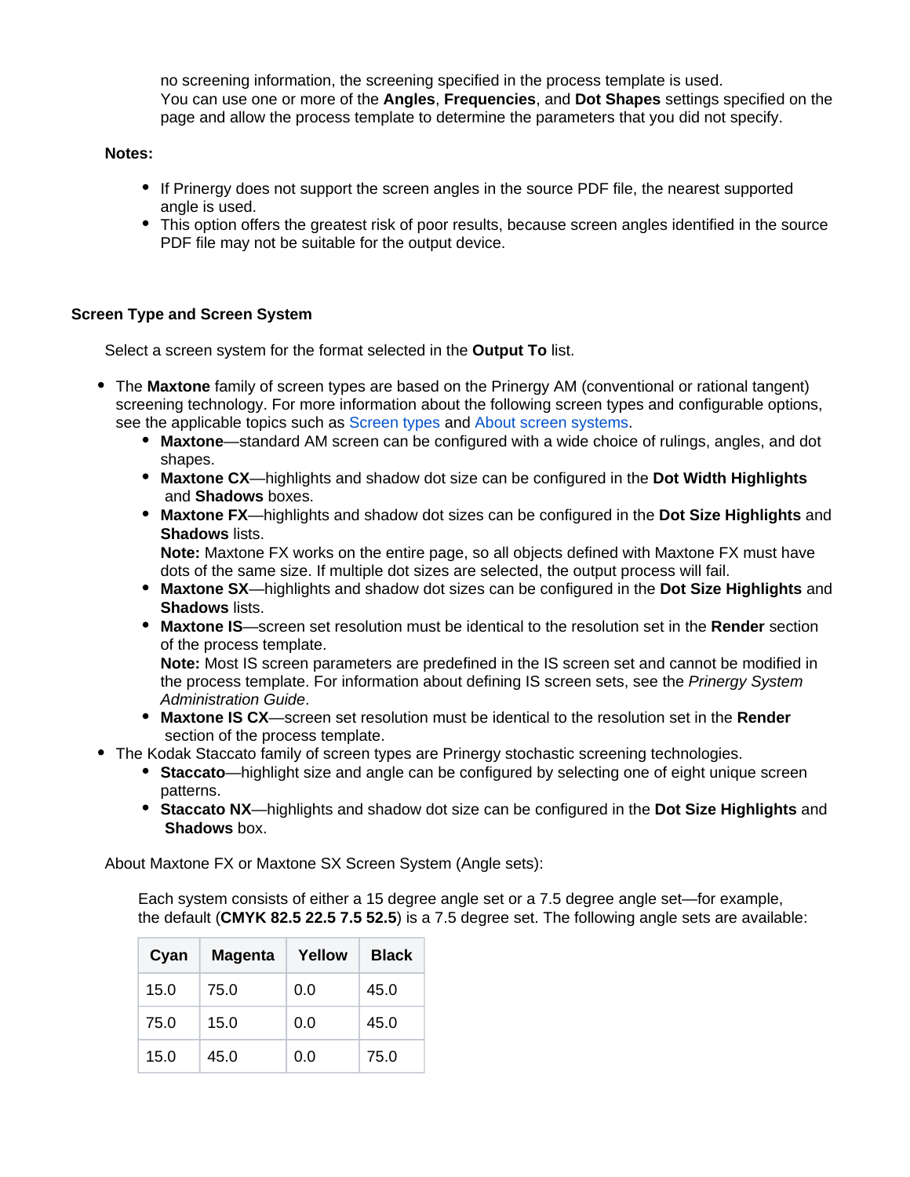no screening information, the screening specified in the process template is used.
You can use one or more of the **Angles**, **Frequencies**, and **Dot Shapes** settings specified on the page and allow the process template to determine the parameters that you did not specify.

**Notes:**

- If Prinergy does not support the screen angles in the source PDF file, the nearest supported angle is used.
- This option offers the greatest risk of poor results, because screen angles identified in the source PDF file may not be suitable for the output device.

**Screen Type and Screen System**

Select a screen system for the format selected in the **Output To** list.

- The **Maxtone** family of screen types are based on the Prinergy AM (conventional or rational tangent) screening technology. For more information about the following screen types and configurable options, see the applicable topics such as Screen types and About screen systems.
  - **Maxtone**—standard AM screen can be configured with a wide choice of rulings, angles, and dot shapes.
  - **Maxtone CX**—highlights and shadow dot size can be configured in the **Dot Width Highlights** and **Shadows** boxes.
  - **Maxtone FX**—highlights and shadow dot sizes can be configured in the **Dot Size Highlights** and **Shadows** lists.
    **Note:** Maxtone FX works on the entire page, so all objects defined with Maxtone FX must have dots of the same size. If multiple dot sizes are selected, the output process will fail.
  - **Maxtone SX**—highlights and shadow dot sizes can be configured in the **Dot Size Highlights** and **Shadows** lists.
  - **Maxtone IS**—screen set resolution must be identical to the resolution set in the **Render** section of the process template.
    **Note:** Most IS screen parameters are predefined in the IS screen set and cannot be modified in the process template. For information about defining IS screen sets, see the *Prinergy System Administration Guide*.
  - **Maxtone IS CX**—screen set resolution must be identical to the resolution set in the **Render** section of the process template.
- The Kodak Staccato family of screen types are Prinergy stochastic screening technologies.
  - **Staccato**—highlight size and angle can be configured by selecting one of eight unique screen patterns.
  - **Staccato NX**—highlights and shadow dot size can be configured in the **Dot Size Highlights** and **Shadows** box.

About Maxtone FX or Maxtone SX Screen System (Angle sets):

Each system consists of either a 15 degree angle set or a 7.5 degree angle set—for example, the default (**CMYK 82.5 22.5 7.5 52.5**) is a 7.5 degree set. The following angle sets are available:

| Cyan | Magenta | Yellow | Black |
|---|---|---|---|
| 15.0 | 75.0 | 0.0 | 45.0 |
| 75.0 | 15.0 | 0.0 | 45.0 |
| 15.0 | 45.0 | 0.0 | 75.0 |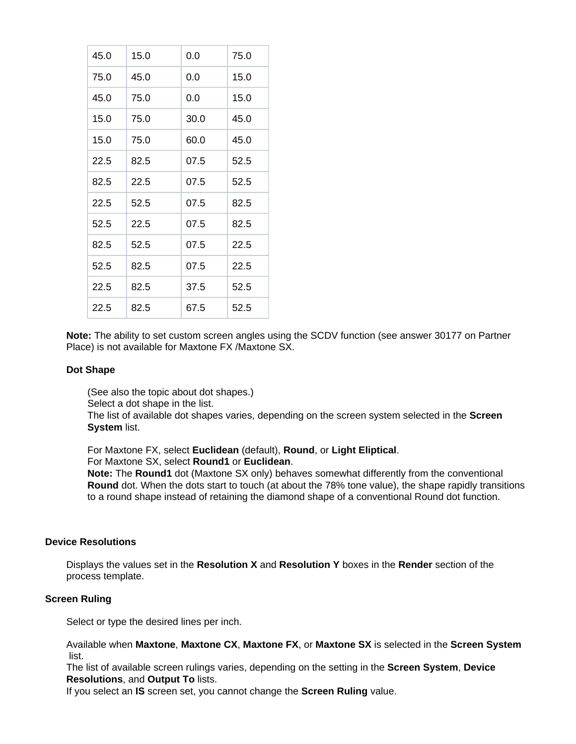| | | | |
|---|---|---|---|
| 45.0 | 15.0 | 0.0 | 75.0 |
| 75.0 | 45.0 | 0.0 | 15.0 |
| 45.0 | 75.0 | 0.0 | 15.0 |
| 15.0 | 75.0 | 30.0 | 45.0 |
| 15.0 | 75.0 | 60.0 | 45.0 |
| 22.5 | 82.5 | 07.5 | 52.5 |
| 82.5 | 22.5 | 07.5 | 52.5 |
| 22.5 | 52.5 | 07.5 | 82.5 |
| 52.5 | 22.5 | 07.5 | 82.5 |
| 82.5 | 52.5 | 07.5 | 22.5 |
| 52.5 | 82.5 | 07.5 | 22.5 |
| 22.5 | 82.5 | 37.5 | 52.5 |
| 22.5 | 82.5 | 67.5 | 52.5 |

**Note:** The ability to set custom screen angles using the SCDV function (see answer 30177 on Partner Place) is not available for Maxtone FX /Maxtone SX.

**Dot Shape**

(See also the topic about dot shapes.)
Select a dot shape in the list.
The list of available dot shapes varies, depending on the screen system selected in the **Screen System** list.

For Maxtone FX, select **Euclidean** (default), **Round**, or **Light Eliptical**.
For Maxtone SX, select **Round1** or **Euclidean**.
**Note:** The **Round1** dot (Maxtone SX only) behaves somewhat differently from the conventional **Round** dot. When the dots start to touch (at about the 78% tone value), the shape rapidly transitions to a round shape instead of retaining the diamond shape of a conventional Round dot function.

**Device Resolutions**

Displays the values set in the **Resolution X** and **Resolution Y** boxes in the **Render** section of the process template.

**Screen Ruling**

Select or type the desired lines per inch.

Available when **Maxtone**, **Maxtone CX**, **Maxtone FX**, or **Maxtone SX** is selected in the **Screen System** list.
The list of available screen rulings varies, depending on the setting in the **Screen System**, **Device Resolutions**, and **Output To** lists.
If you select an **IS** screen set, you cannot change the **Screen Ruling** value.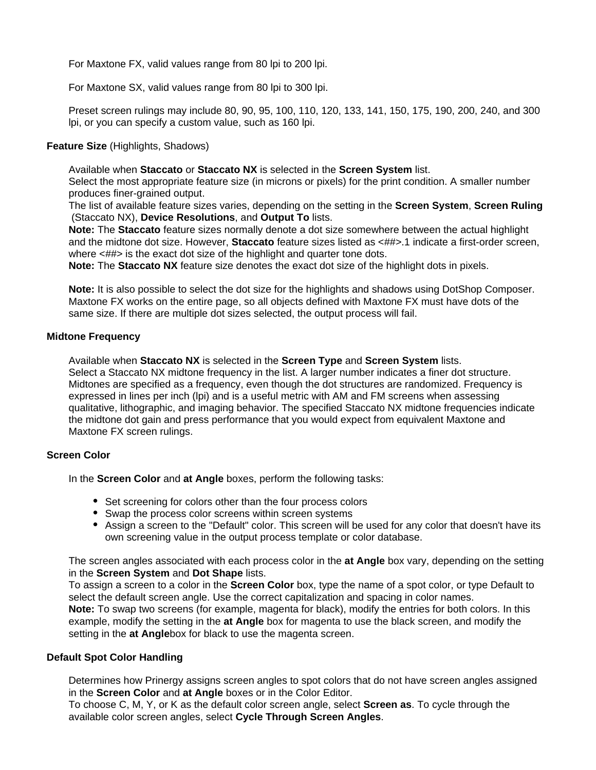For Maxtone FX, valid values range from 80 lpi to 200 lpi.

For Maxtone SX, valid values range from 80 lpi to 300 lpi.

Preset screen rulings may include 80, 90, 95, 100, 110, 120, 133, 141, 150, 175, 190, 200, 240, and 300 lpi, or you can specify a custom value, such as 160 lpi.

**Feature Size** (Highlights, Shadows)

Available when **Staccato** or **Staccato NX** is selected in the **Screen System** list.
Select the most appropriate feature size (in microns or pixels) for the print condition. A smaller number produces finer-grained output.
The list of available feature sizes varies, depending on the setting in the **Screen System**, **Screen Ruling** (Staccato NX), **Device Resolutions**, and **Output To** lists.
**Note:** The **Staccato** feature sizes normally denote a dot size somewhere between the actual highlight and the midtone dot size. However, **Staccato** feature sizes listed as <##>.1 indicate a first-order screen, where <##> is the exact dot size of the highlight and quarter tone dots.
**Note:** The **Staccato NX** feature size denotes the exact dot size of the highlight dots in pixels.

**Note:** It is also possible to select the dot size for the highlights and shadows using DotShop Composer. Maxtone FX works on the entire page, so all objects defined with Maxtone FX must have dots of the same size. If there are multiple dot sizes selected, the output process will fail.

**Midtone Frequency**

Available when **Staccato NX** is selected in the **Screen Type** and **Screen System** lists.
Select a Staccato NX midtone frequency in the list. A larger number indicates a finer dot structure. Midtones are specified as a frequency, even though the dot structures are randomized. Frequency is expressed in lines per inch (lpi) and is a useful metric with AM and FM screens when assessing qualitative, lithographic, and imaging behavior. The specified Staccato NX midtone frequencies indicate the midtone dot gain and press performance that you would expect from equivalent Maxtone and Maxtone FX screen rulings.

**Screen Color**

In the **Screen Color** and **at Angle** boxes, perform the following tasks:

- Set screening for colors other than the four process colors
- Swap the process color screens within screen systems
- Assign a screen to the "Default" color. This screen will be used for any color that doesn't have its own screening value in the output process template or color database.

The screen angles associated with each process color in the **at Angle** box vary, depending on the setting in the **Screen System** and **Dot Shape** lists.
To assign a screen to a color in the **Screen Color** box, type the name of a spot color, or type Default to select the default screen angle. Use the correct capitalization and spacing in color names.
**Note:** To swap two screens (for example, magenta for black), modify the entries for both colors. In this example, modify the setting in the **at Angle** box for magenta to use the black screen, and modify the setting in the **at Angle**box for black to use the magenta screen.

**Default Spot Color Handling**

Determines how Prinergy assigns screen angles to spot colors that do not have screen angles assigned in the **Screen Color** and **at Angle** boxes or in the Color Editor.
To choose C, M, Y, or K as the default color screen angle, select **Screen as**. To cycle through the available color screen angles, select **Cycle Through Screen Angles**.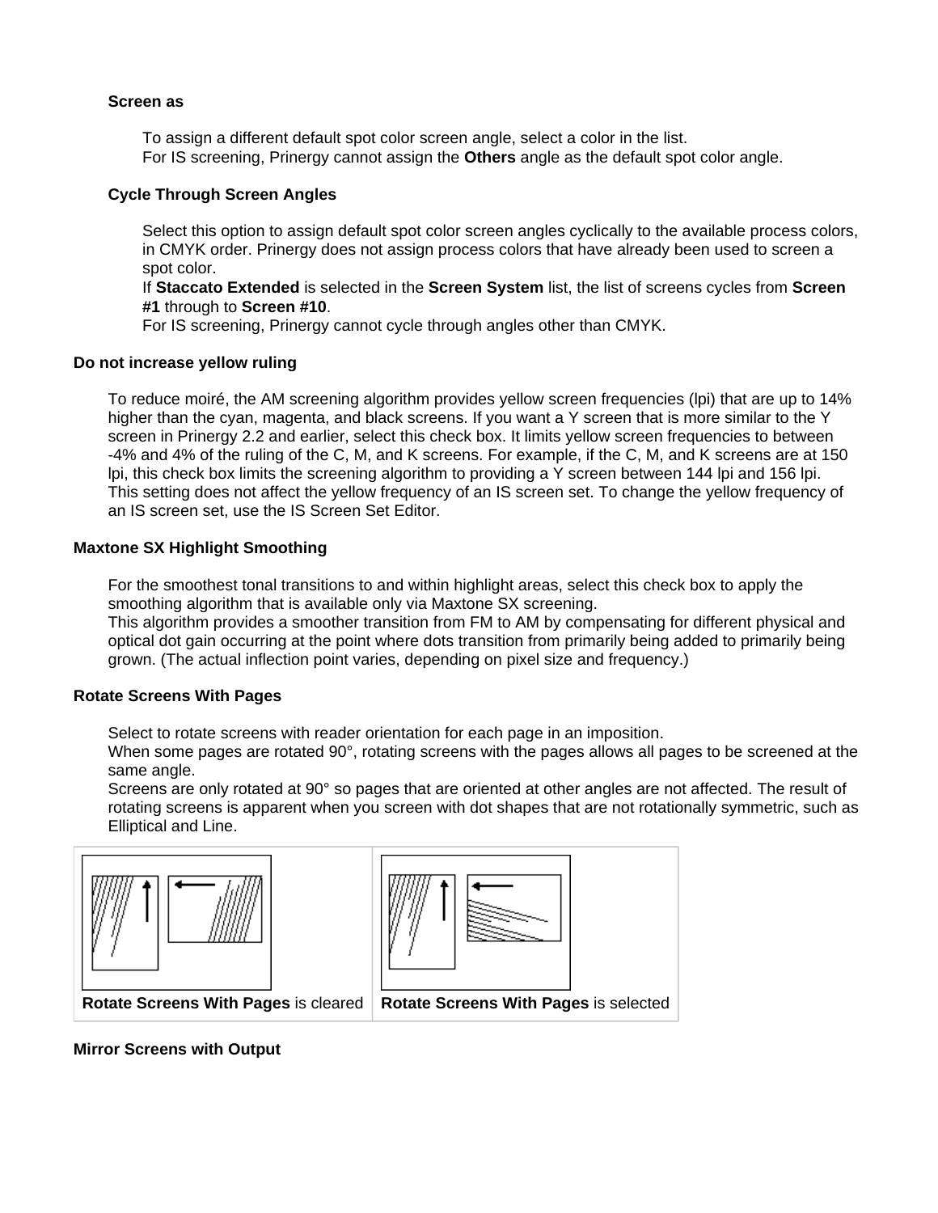**Screen as**

To assign a different default spot color screen angle, select a color in the list.
For IS screening, Prinergy cannot assign the **Others** angle as the default spot color angle.

**Cycle Through Screen Angles**

Select this option to assign default spot color screen angles cyclically to the available process colors, in CMYK order. Prinergy does not assign process colors that have already been used to screen a spot color.
If **Staccato Extended** is selected in the **Screen System** list, the list of screens cycles from **Screen #1** through to **Screen #10**.
For IS screening, Prinergy cannot cycle through angles other than CMYK.

**Do not increase yellow ruling**

To reduce moiré, the AM screening algorithm provides yellow screen frequencies (lpi) that are up to 14% higher than the cyan, magenta, and black screens. If you want a Y screen that is more similar to the Y screen in Prinergy 2.2 and earlier, select this check box. It limits yellow screen frequencies to between -4% and 4% of the ruling of the C, M, and K screens. For example, if the C, M, and K screens are at 150 lpi, this check box limits the screening algorithm to providing a Y screen between 144 lpi and 156 lpi.
This setting does not affect the yellow frequency of an IS screen set. To change the yellow frequency of an IS screen set, use the IS Screen Set Editor.

**Maxtone SX Highlight Smoothing**

For the smoothest tonal transitions to and within highlight areas, select this check box to apply the smoothing algorithm that is available only via Maxtone SX screening.
This algorithm provides a smoother transition from FM to AM by compensating for different physical and optical dot gain occurring at the point where dots transition from primarily being added to primarily being grown. (The actual inflection point varies, depending on pixel size and frequency.)

**Rotate Screens With Pages**

Select to rotate screens with reader orientation for each page in an imposition.
When some pages are rotated 90°, rotating screens with the pages allows all pages to be screened at the same angle.
Screens are only rotated at 90° so pages that are oriented at other angles are not affected. The result of rotating screens is apparent when you screen with dot shapes that are not rotationally symmetric, such as Elliptical and Line.

| **Rotate Screens With Pages** is cleared | **Rotate Screens With Pages** is selected |
| --- | --- |

**Mirror Screens with Output**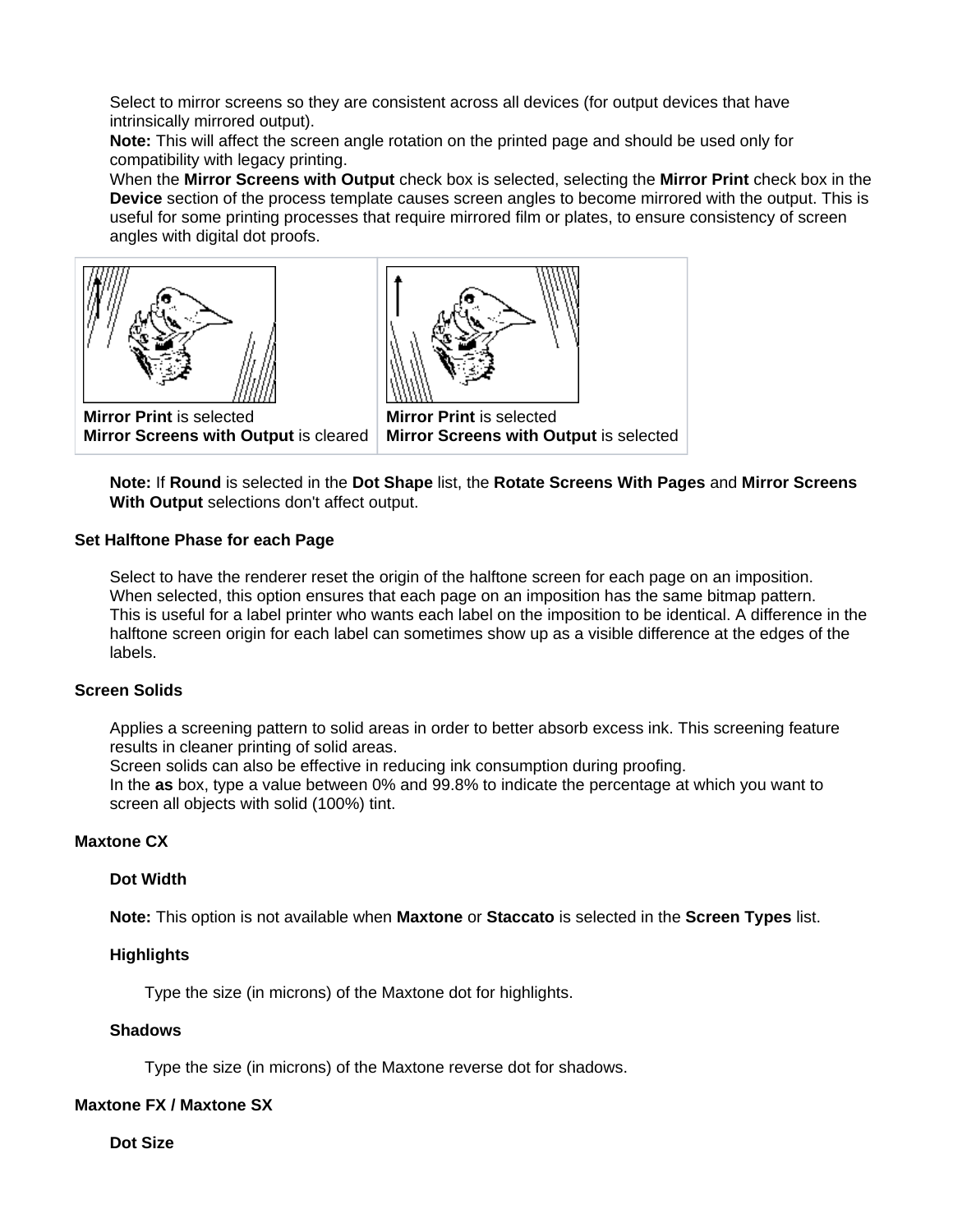Select to mirror screens so they are consistent across all devices (for output devices that have intrinsically mirrored output).

**Note:** This will affect the screen angle rotation on the printed page and should be used only for compatibility with legacy printing.

When the **Mirror Screens with Output** check box is selected, selecting the **Mirror Print** check box in the **Device** section of the process template causes screen angles to become mirrored with the output. This is useful for some printing processes that require mirrored film or plates, to ensure consistency of screen angles with digital dot proofs.

| | |
|---|---|
| **Mirror Print** is selected<br>**Mirror Screens with Output** is cleared | **Mirror Print** is selected<br>**Mirror Screens with Output** is selected |

**Note:** If **Round** is selected in the **Dot Shape** list, the **Rotate Screens With Pages** and **Mirror Screens With Output** selections don't affect output.

#### Set Halftone Phase for each Page

Select to have the renderer reset the origin of the halftone screen for each page on an imposition.

When selected, this option ensures that each page on an imposition has the same bitmap pattern.

This is useful for a label printer who wants each label on the imposition to be identical. A difference in the halftone screen origin for each label can sometimes show up as a visible difference at the edges of the labels.

#### Screen Solids

Applies a screening pattern to solid areas in order to better absorb excess ink. This screening feature results in cleaner printing of solid areas.

Screen solids can also be effective in reducing ink consumption during proofing.

In the **as** box, type a value between 0% and 99.8% to indicate the percentage at which you want to screen all objects with solid (100%) tint.

#### Maxtone CX

##### Dot Width

**Note:** This option is not available when **Maxtone** or **Staccato** is selected in the **Screen Types** list.

##### Highlights

Type the size (in microns) of the Maxtone dot for highlights.

##### Shadows

Type the size (in microns) of the Maxtone reverse dot for shadows.

#### Maxtone FX / Maxtone SX

##### Dot Size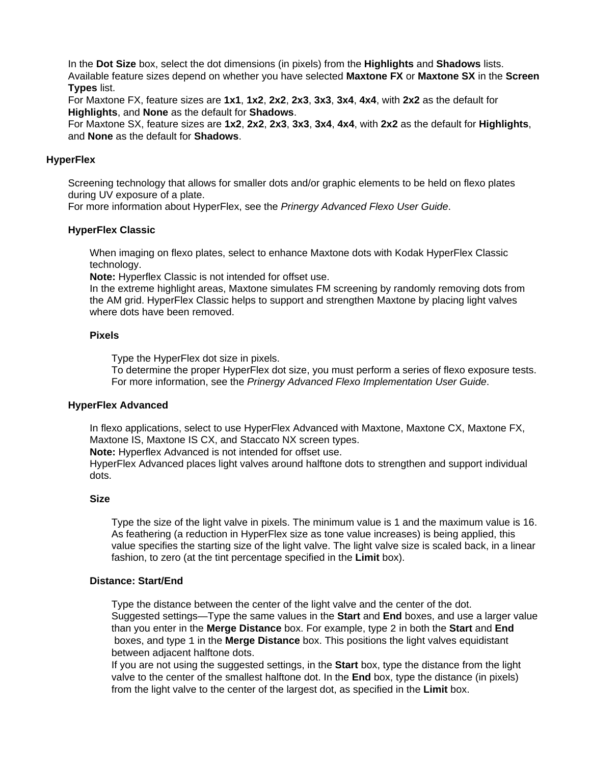In the **Dot Size** box, select the dot dimensions (in pixels) from the **Highlights** and **Shadows** lists. Available feature sizes depend on whether you have selected **Maxtone FX** or **Maxtone SX** in the **Screen Types** list.
For Maxtone FX, feature sizes are **1x1**, **1x2**, **2x2**, **2x3**, **3x3**, **3x4**, **4x4**, with **2x2** as the default for **Highlights**, and **None** as the default for **Shadows**.
For Maxtone SX, feature sizes are **1x2**, **2x2**, **2x3**, **3x3**, **3x4**, **4x4**, with **2x2** as the default for **Highlights**, and **None** as the default for **Shadows**.

## HyperFlex

Screening technology that allows for smaller dots and/or graphic elements to be held on flexo plates during UV exposure of a plate.
For more information about HyperFlex, see the *Prinergy Advanced Flexo User Guide*.

### HyperFlex Classic

When imaging on flexo plates, select to enhance Maxtone dots with Kodak HyperFlex Classic technology.
**Note:** Hyperflex Classic is not intended for offset use.
In the extreme highlight areas, Maxtone simulates FM screening by randomly removing dots from the AM grid. HyperFlex Classic helps to support and strengthen Maxtone by placing light valves where dots have been removed.

#### Pixels

Type the HyperFlex dot size in pixels.
To determine the proper HyperFlex dot size, you must perform a series of flexo exposure tests. For more information, see the *Prinergy Advanced Flexo Implementation User Guide*.

### HyperFlex Advanced

In flexo applications, select to use HyperFlex Advanced with Maxtone, Maxtone CX, Maxtone FX, Maxtone IS, Maxtone IS CX, and Staccato NX screen types.
**Note:** Hyperflex Advanced is not intended for offset use.
HyperFlex Advanced places light valves around halftone dots to strengthen and support individual dots.

#### Size

Type the size of the light valve in pixels. The minimum value is 1 and the maximum value is 16. As feathering (a reduction in HyperFlex size as tone value increases) is being applied, this value specifies the starting size of the light valve. The light valve size is scaled back, in a linear fashion, to zero (at the tint percentage specified in the **Limit** box).

#### Distance: Start/End

Type the distance between the center of the light valve and the center of the dot.
Suggested settings—Type the same values in the **Start** and **End** boxes, and use a larger value than you enter in the **Merge Distance** box. For example, type 2 in both the **Start** and **End** boxes, and type 1 in the **Merge Distance** box. This positions the light valves equidistant between adjacent halftone dots.
If you are not using the suggested settings, in the **Start** box, type the distance from the light valve to the center of the smallest halftone dot. In the **End** box, type the distance (in pixels) from the light valve to the center of the largest dot, as specified in the **Limit** box.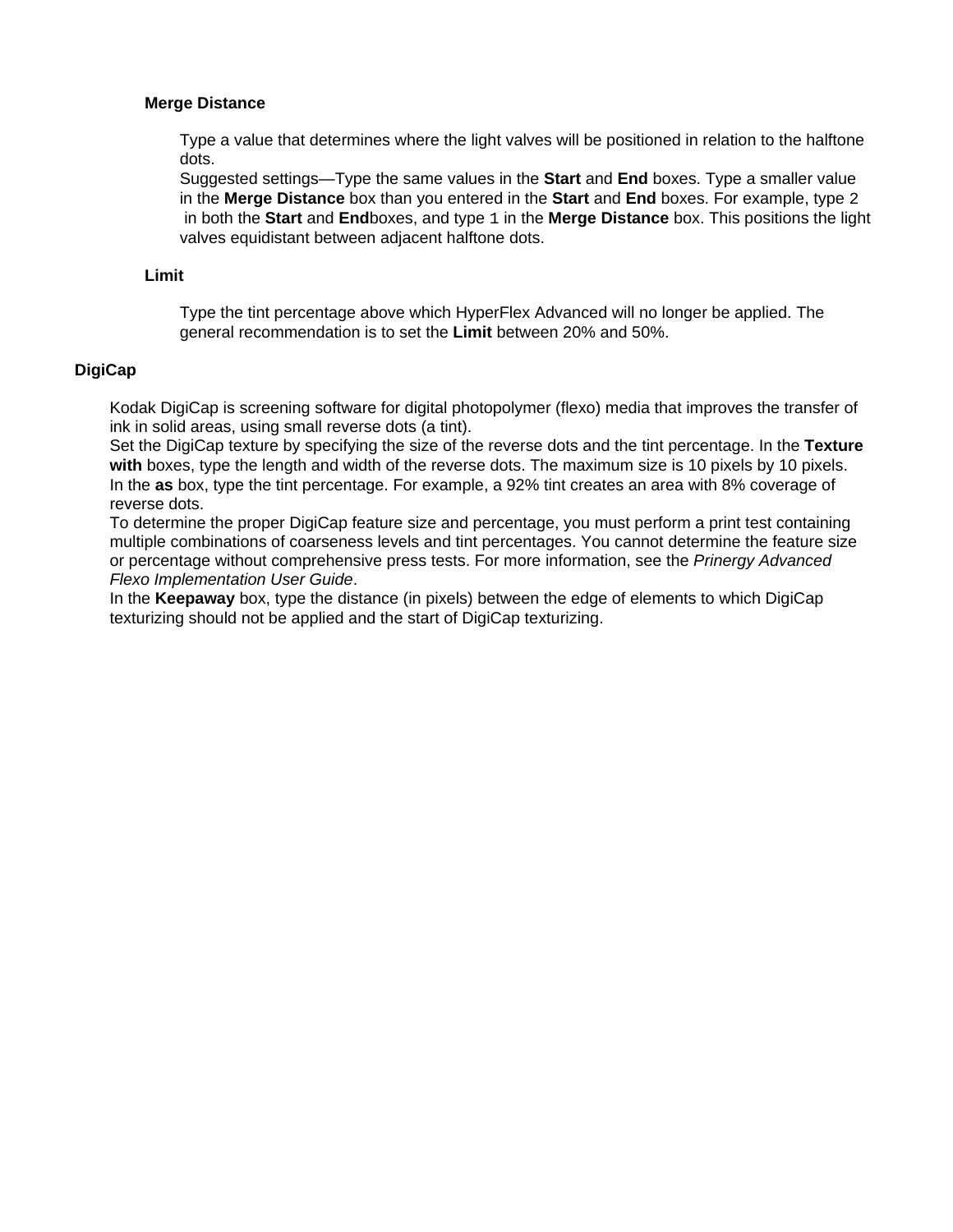### Merge Distance

Type a value that determines where the light valves will be positioned in relation to the halftone dots.
Suggested settings—Type the same values in the **Start** and **End** boxes. Type a smaller value in the **Merge Distance** box than you entered in the **Start** and **End** boxes. For example, type 2 in both the **Start** and **End**boxes, and type 1 in the **Merge Distance** box. This positions the light valves equidistant between adjacent halftone dots.

### Limit

Type the tint percentage above which HyperFlex Advanced will no longer be applied. The general recommendation is to set the **Limit** between 20% and 50%.

## DigiCap

Kodak DigiCap is screening software for digital photopolymer (flexo) media that improves the transfer of ink in solid areas, using small reverse dots (a tint).
Set the DigiCap texture by specifying the size of the reverse dots and the tint percentage. In the **Texture with** boxes, type the length and width of the reverse dots. The maximum size is 10 pixels by 10 pixels.
In the **as** box, type the tint percentage. For example, a 92% tint creates an area with 8% coverage of reverse dots.
To determine the proper DigiCap feature size and percentage, you must perform a print test containing multiple combinations of coarseness levels and tint percentages. You cannot determine the feature size or percentage without comprehensive press tests. For more information, see the *Prinergy Advanced Flexo Implementation User Guide*.
In the **Keepaway** box, type the distance (in pixels) between the edge of elements to which DigiCap texturizing should not be applied and the start of DigiCap texturizing.